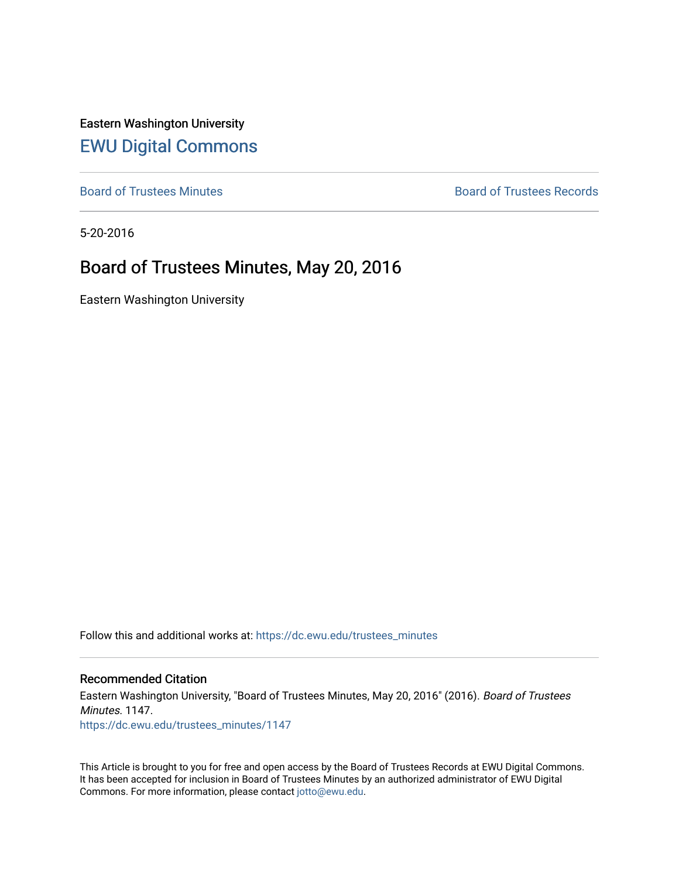Eastern Washington University

EWU Digital Commons

Board of Trustees Minutes

Board of Trustees Records

5-20-2016

# Board of Trustees Minutes, May 20, 2016

Eastern Washington University

Follow this and additional works at: https://dc.ewu.edu/trustees_minutes

## Recommended Citation

Eastern Washington University, "Board of Trustees Minutes, May 20, 2016" (2016). *Board of Trustees Minutes*. 1147.
https://dc.ewu.edu/trustees_minutes/1147

This Article is brought to you for free and open access by the Board of Trustees Records at EWU Digital Commons. It has been accepted for inclusion in Board of Trustees Minutes by an authorized administrator of EWU Digital Commons. For more information, please contact jotto@ewu.edu.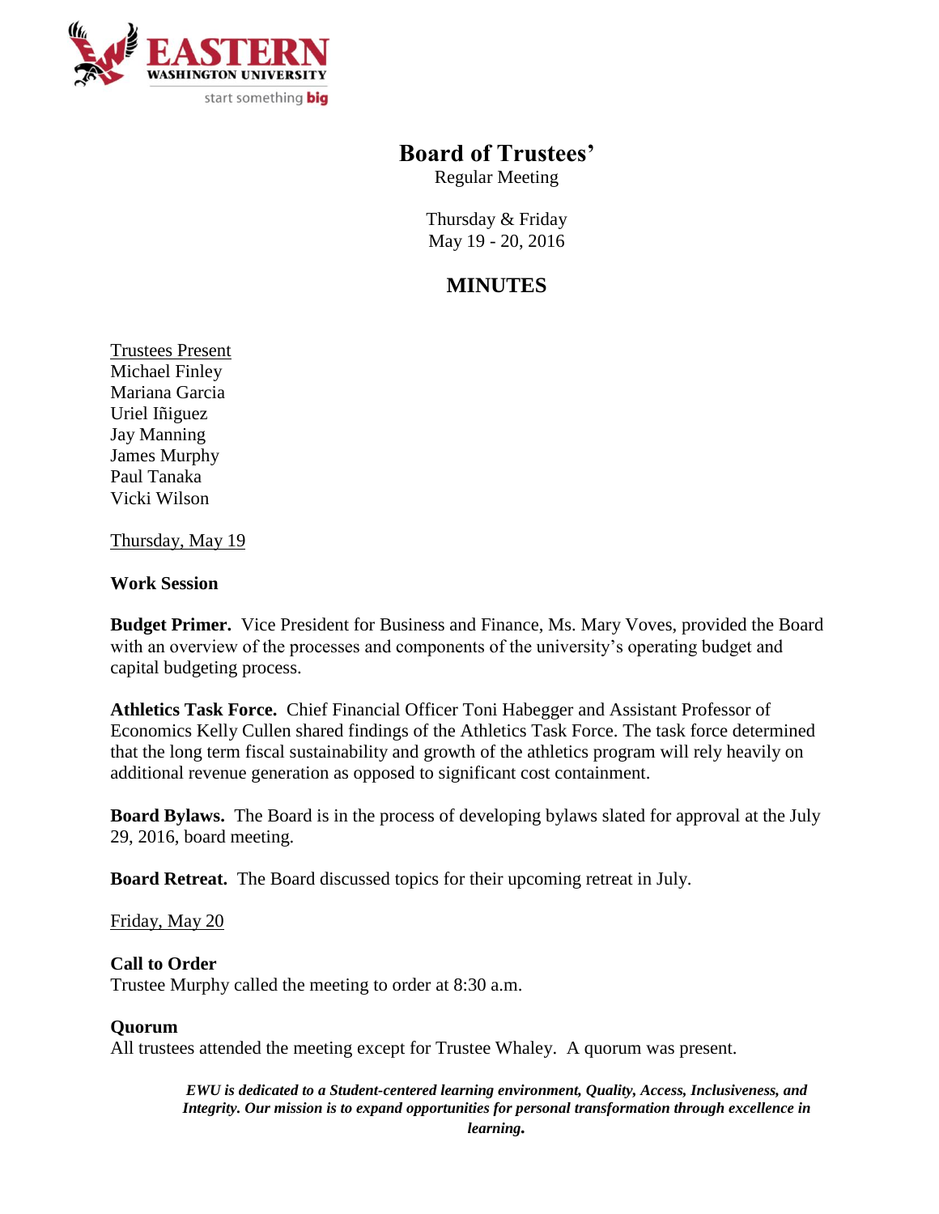# Board of Trustees'

Regular Meeting

Thursday & Friday
May 19 - 20, 2016

## MINUTES

Trustees Present
Michael Finley
Mariana Garcia
Uriel Iñiguez
Jay Manning
James Murphy
Paul Tanaka
Vicki Wilson

Thursday, May 19

**Work Session**

**Budget Primer.** Vice President for Business and Finance, Ms. Mary Voves, provided the Board with an overview of the processes and components of the university's operating budget and capital budgeting process.

**Athletics Task Force.** Chief Financial Officer Toni Habegger and Assistant Professor of Economics Kelly Cullen shared findings of the Athletics Task Force. The task force determined that the long term fiscal sustainability and growth of the athletics program will rely heavily on additional revenue generation as opposed to significant cost containment.

**Board Bylaws.** The Board is in the process of developing bylaws slated for approval at the July 29, 2016, board meeting.

**Board Retreat.** The Board discussed topics for their upcoming retreat in July.

Friday, May 20

**Call to Order**
Trustee Murphy called the meeting to order at 8:30 a.m.

**Quorum**
All trustees attended the meeting except for Trustee Whaley. A quorum was present.

***EWU is dedicated to a Student-centered learning environment, Quality, Access, Inclusiveness, and Integrity. Our mission is to expand opportunities for personal transformation through excellence in learning.***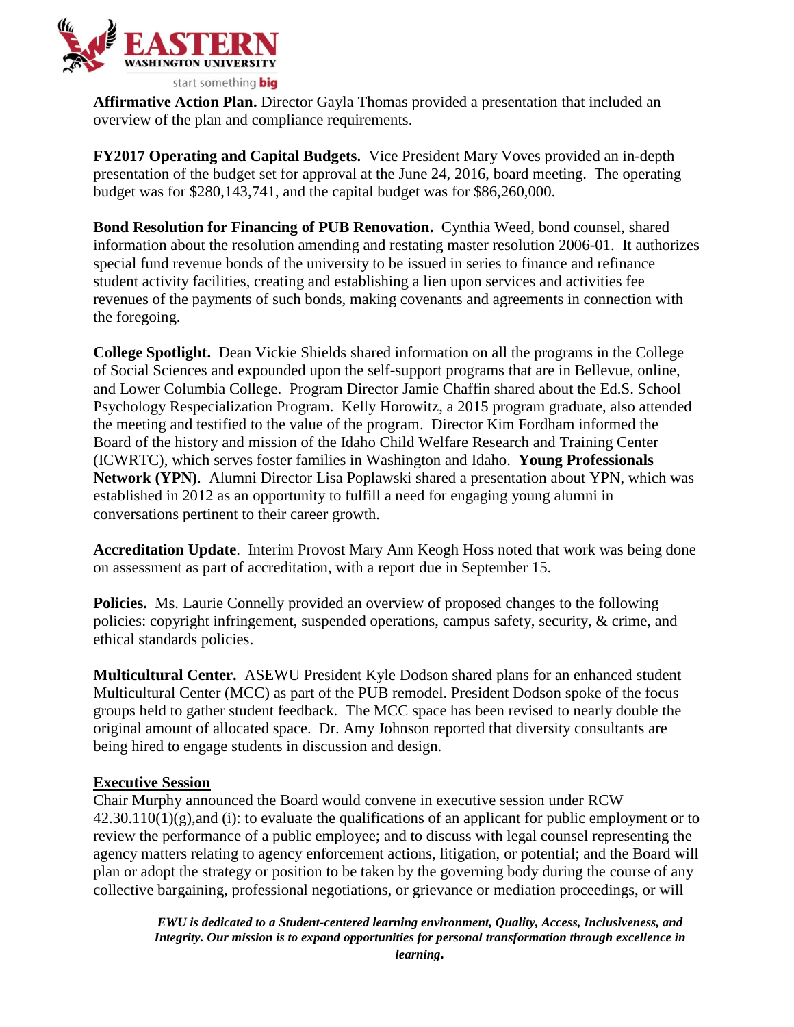**Affirmative Action Plan.** Director Gayla Thomas provided a presentation that included an overview of the plan and compliance requirements.

**FY2017 Operating and Capital Budgets.** Vice President Mary Voves provided an in-depth presentation of the budget set for approval at the June 24, 2016, board meeting. The operating budget was for $280,143,741, and the capital budget was for $86,260,000.

**Bond Resolution for Financing of PUB Renovation.** Cynthia Weed, bond counsel, shared information about the resolution amending and restating master resolution 2006-01. It authorizes special fund revenue bonds of the university to be issued in series to finance and refinance student activity facilities, creating and establishing a lien upon services and activities fee revenues of the payments of such bonds, making covenants and agreements in connection with the foregoing.

**College Spotlight.** Dean Vickie Shields shared information on all the programs in the College of Social Sciences and expounded upon the self-support programs that are in Bellevue, online, and Lower Columbia College. Program Director Jamie Chaffin shared about the Ed.S. School Psychology Respecialization Program. Kelly Horowitz, a 2015 program graduate, also attended the meeting and testified to the value of the program. Director Kim Fordham informed the Board of the history and mission of the Idaho Child Welfare Research and Training Center (ICWRTC), which serves foster families in Washington and Idaho. **Young Professionals Network (YPN)**. Alumni Director Lisa Poplawski shared a presentation about YPN, which was established in 2012 as an opportunity to fulfill a need for engaging young alumni in conversations pertinent to their career growth.

**Accreditation Update**. Interim Provost Mary Ann Keogh Hoss noted that work was being done on assessment as part of accreditation, with a report due in September 15.

**Policies.** Ms. Laurie Connelly provided an overview of proposed changes to the following policies: copyright infringement, suspended operations, campus safety, security, & crime, and ethical standards policies.

**Multicultural Center.** ASEWU President Kyle Dodson shared plans for an enhanced student Multicultural Center (MCC) as part of the PUB remodel. President Dodson spoke of the focus groups held to gather student feedback. The MCC space has been revised to nearly double the original amount of allocated space. Dr. Amy Johnson reported that diversity consultants are being hired to engage students in discussion and design.

## Executive Session

Chair Murphy announced the Board would convene in executive session under RCW 42.30.110(1)(g),and (i): to evaluate the qualifications of an applicant for public employment or to review the performance of a public employee; and to discuss with legal counsel representing the agency matters relating to agency enforcement actions, litigation, or potential; and the Board will plan or adopt the strategy or position to be taken by the governing body during the course of any collective bargaining, professional negotiations, or grievance or mediation proceedings, or will

*EWU is dedicated to a Student-centered learning environment, Quality, Access, Inclusiveness, and Integrity. Our mission is to expand opportunities for personal transformation through excellence in learning.*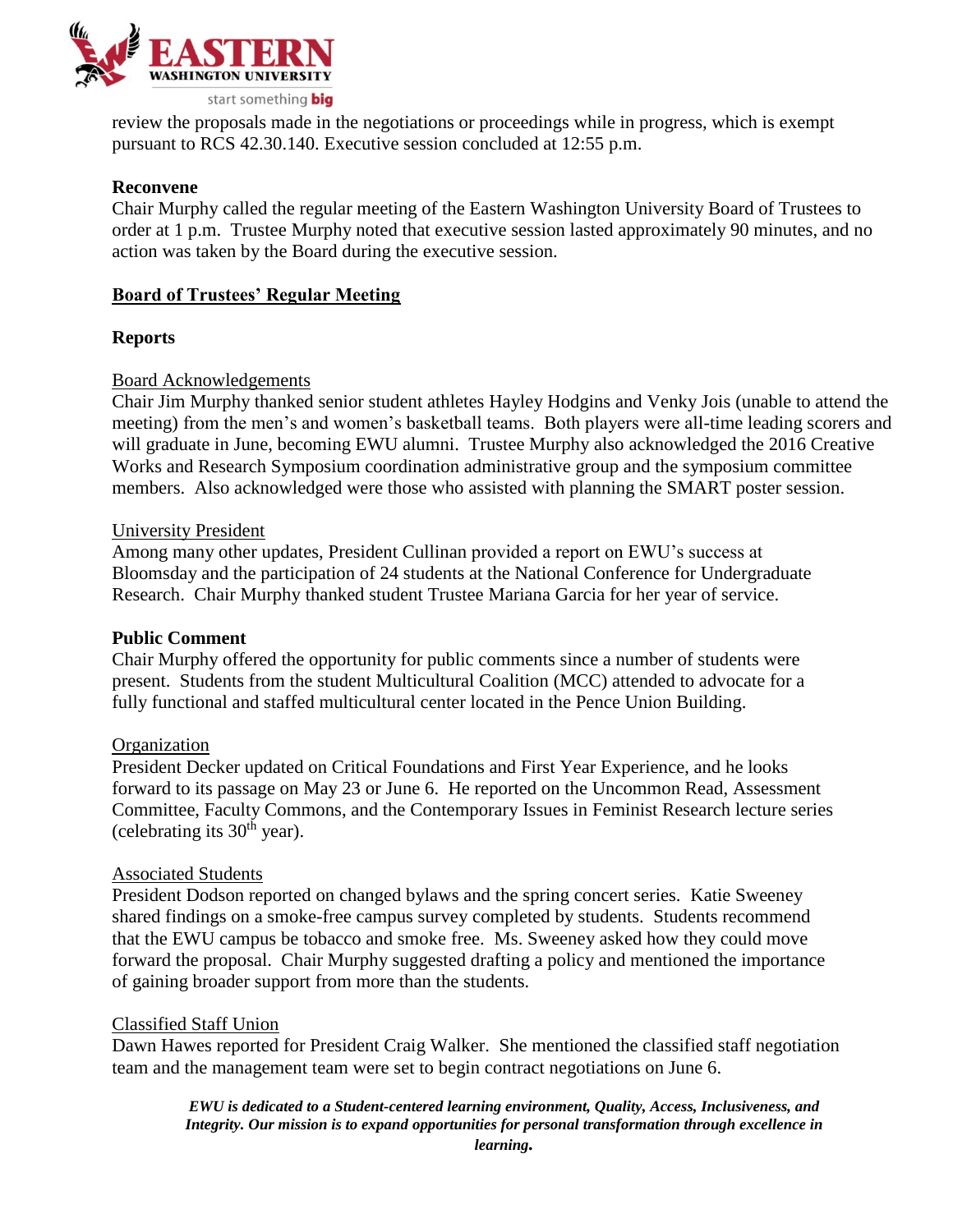review the proposals made in the negotiations or proceedings while in progress, which is exempt pursuant to RCS 42.30.140. Executive session concluded at 12:55 p.m.

**Reconvene**

Chair Murphy called the regular meeting of the Eastern Washington University Board of Trustees to order at 1 p.m. Trustee Murphy noted that executive session lasted approximately 90 minutes, and no action was taken by the Board during the executive session.

## Board of Trustees' Regular Meeting

### Reports

Board Acknowledgements

Chair Jim Murphy thanked senior student athletes Hayley Hodgins and Venky Jois (unable to attend the meeting) from the men's and women's basketball teams. Both players were all-time leading scorers and will graduate in June, becoming EWU alumni. Trustee Murphy also acknowledged the 2016 Creative Works and Research Symposium coordination administrative group and the symposium committee members. Also acknowledged were those who assisted with planning the SMART poster session.

University President

Among many other updates, President Cullinan provided a report on EWU's success at Bloomsday and the participation of 24 students at the National Conference for Undergraduate Research. Chair Murphy thanked student Trustee Mariana Garcia for her year of service.

### Public Comment

Chair Murphy offered the opportunity for public comments since a number of students were present. Students from the student Multicultural Coalition (MCC) attended to advocate for a fully functional and staffed multicultural center located in the Pence Union Building.

Organization

President Decker updated on Critical Foundations and First Year Experience, and he looks forward to its passage on May 23 or June 6. He reported on the Uncommon Read, Assessment Committee, Faculty Commons, and the Contemporary Issues in Feminist Research lecture series (celebrating its 30th year).

Associated Students

President Dodson reported on changed bylaws and the spring concert series. Katie Sweeney shared findings on a smoke-free campus survey completed by students. Students recommend that the EWU campus be tobacco and smoke free. Ms. Sweeney asked how they could move forward the proposal. Chair Murphy suggested drafting a policy and mentioned the importance of gaining broader support from more than the students.

Classified Staff Union

Dawn Hawes reported for President Craig Walker. She mentioned the classified staff negotiation team and the management team were set to begin contract negotiations on June 6.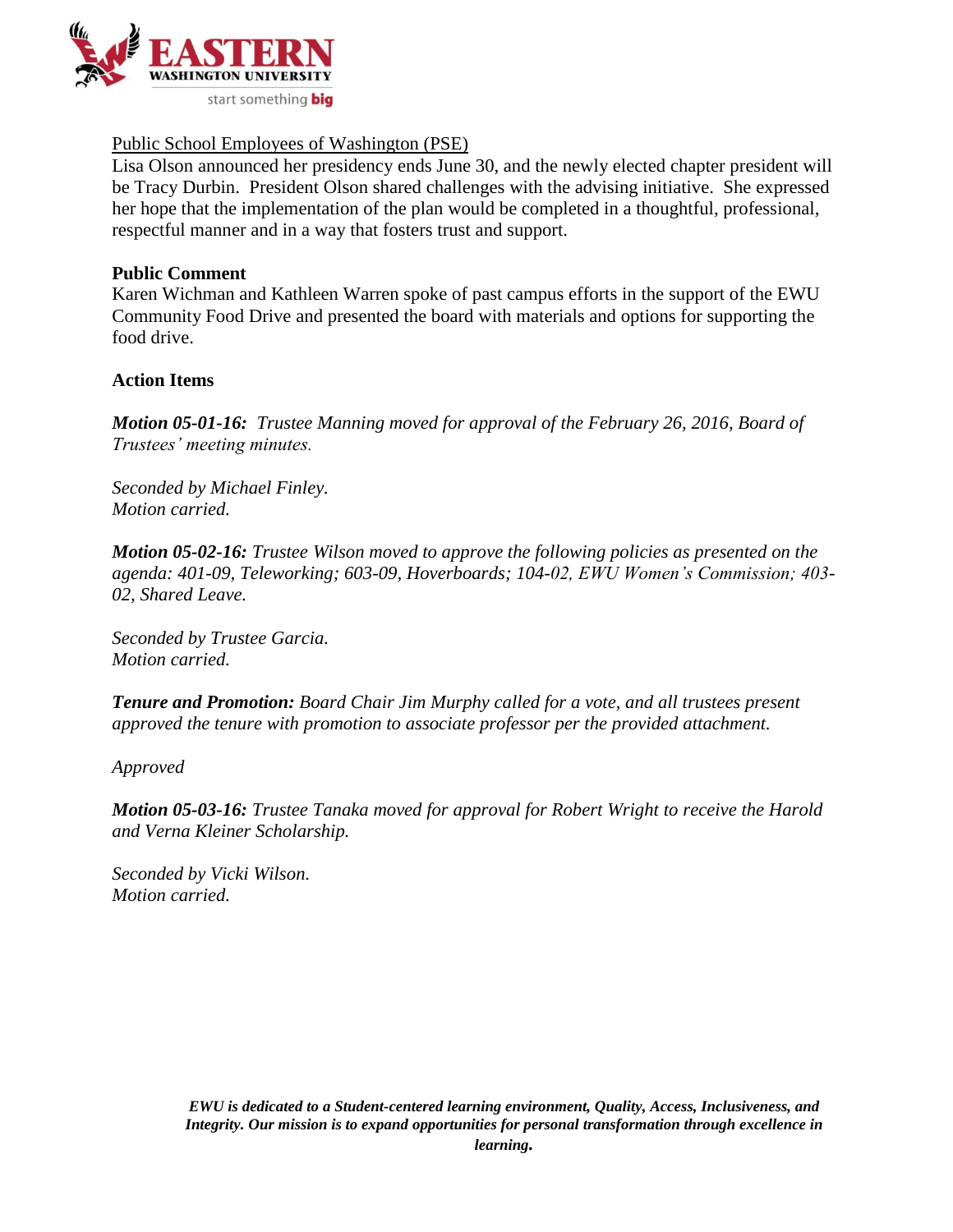Public School Employees of Washington (PSE)

Lisa Olson announced her presidency ends June 30, and the newly elected chapter president will be Tracy Durbin. President Olson shared challenges with the advising initiative. She expressed her hope that the implementation of the plan would be completed in a thoughtful, professional, respectful manner and in a way that fosters trust and support.

**Public Comment**

Karen Wichman and Kathleen Warren spoke of past campus efforts in the support of the EWU Community Food Drive and presented the board with materials and options for supporting the food drive.

**Action Items**

***Motion 05-01-16:*** *Trustee Manning moved for approval of the February 26, 2016, Board of Trustees' meeting minutes.*

*Seconded by Michael Finley.*
*Motion carried.*

***Motion 05-02-16:*** *Trustee Wilson moved to approve the following policies as presented on the agenda: 401-09, Teleworking; 603-09, Hoverboards; 104-02, EWU Women's Commission; 403-02, Shared Leave.*

*Seconded by Trustee Garcia.*
*Motion carried.*

***Tenure and Promotion:*** *Board Chair Jim Murphy called for a vote, and all trustees present approved the tenure with promotion to associate professor per the provided attachment.*

*Approved*

***Motion 05-03-16:*** *Trustee Tanaka moved for approval for Robert Wright to receive the Harold and Verna Kleiner Scholarship.*

*Seconded by Vicki Wilson.*
*Motion carried.*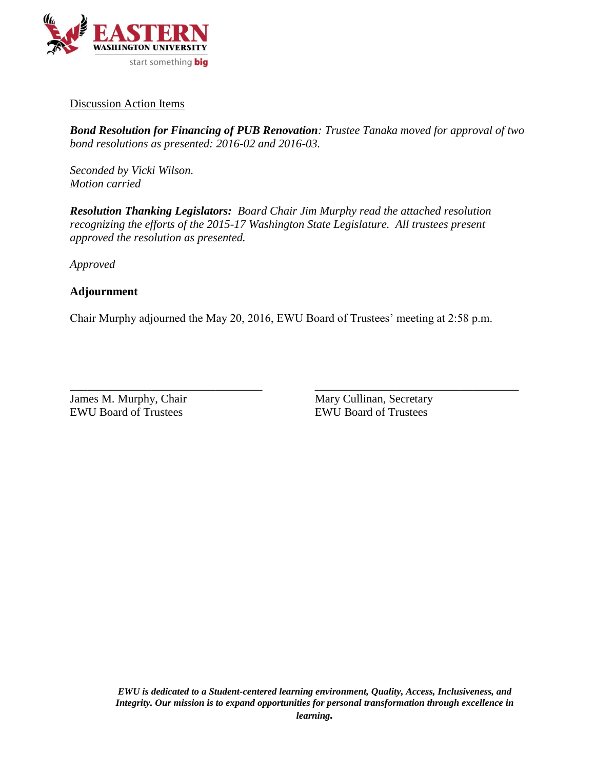Discussion Action Items

***Bond Resolution for Financing of PUB Renovation**: Trustee Tanaka moved for approval of two bond resolutions as presented: 2016-02 and 2016-03.*

*Seconded by Vicki Wilson.*
*Motion carried*

***Resolution Thanking Legislators:** Board Chair Jim Murphy read the attached resolution recognizing the efforts of the 2015-17 Washington State Legislature. All trustees present approved the resolution as presented.*

*Approved*

**Adjournment**

Chair Murphy adjourned the May 20, 2016, EWU Board of Trustees' meeting at 2:58 p.m.

| | |
|---|---|
| _________________________________ | _________________________________ |
| James M. Murphy, Chair | Mary Cullinan, Secretary |
| EWU Board of Trustees | EWU Board of Trustees |

***EWU is dedicated to a Student-centered learning environment, Quality, Access, Inclusiveness, and Integrity. Our mission is to expand opportunities for personal transformation through excellence in learning.***